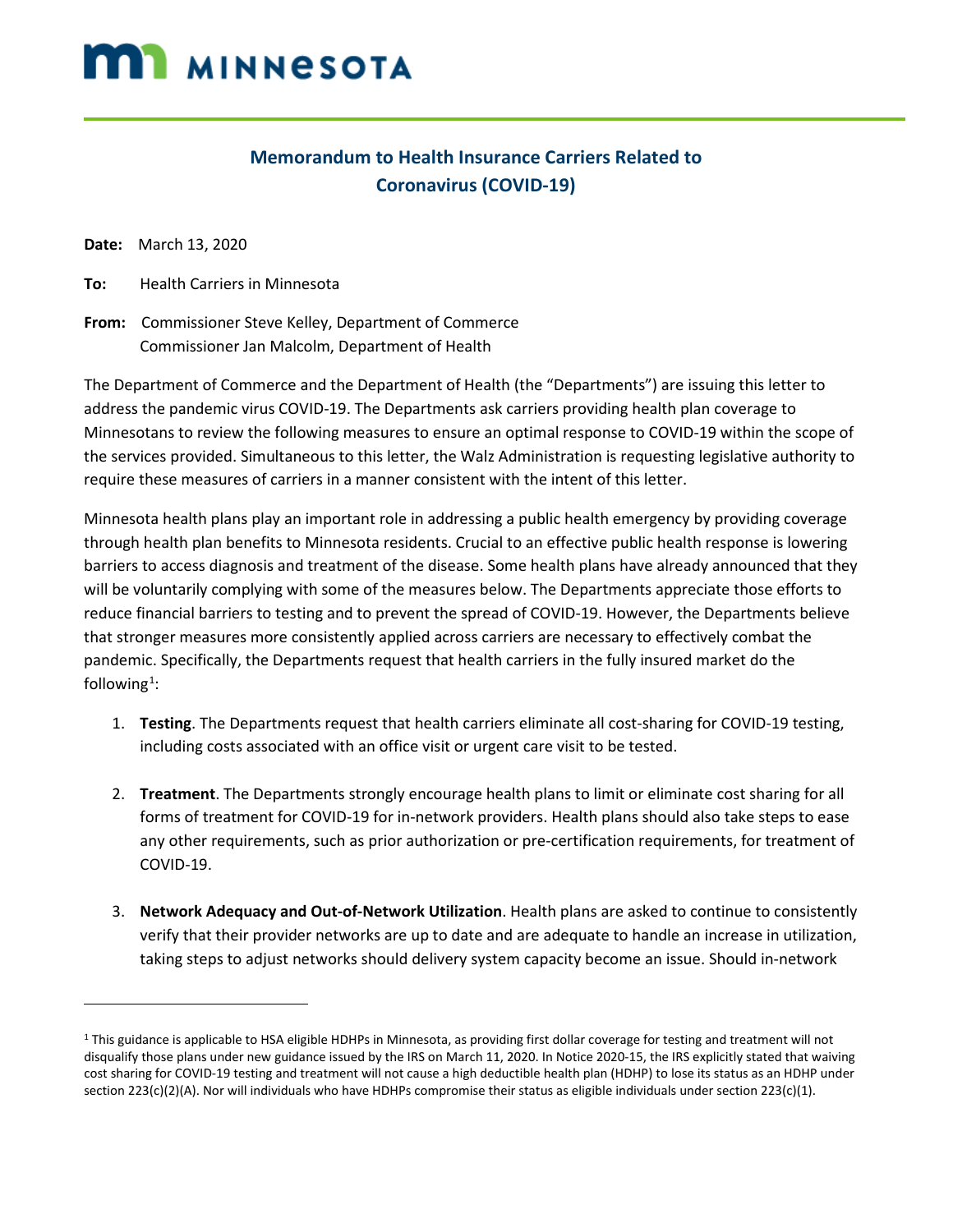MINNESOTA

# Memorandum to Health Insurance Carriers Related to Coronavirus (COVID-19)

**Date:** March 13, 2020

**To:** Health Carriers in Minnesota

**From:** Commissioner Steve Kelley, Department of Commerce
Commissioner Jan Malcolm, Department of Health

The Department of Commerce and the Department of Health (the "Departments") are issuing this letter to address the pandemic virus COVID-19. The Departments ask carriers providing health plan coverage to Minnesotans to review the following measures to ensure an optimal response to COVID-19 within the scope of the services provided. Simultaneous to this letter, the Walz Administration is requesting legislative authority to require these measures of carriers in a manner consistent with the intent of this letter.

Minnesota health plans play an important role in addressing a public health emergency by providing coverage through health plan benefits to Minnesota residents. Crucial to an effective public health response is lowering barriers to access diagnosis and treatment of the disease. Some health plans have already announced that they will be voluntarily complying with some of the measures below. The Departments appreciate those efforts to reduce financial barriers to testing and to prevent the spread of COVID-19. However, the Departments believe that stronger measures more consistently applied across carriers are necessary to effectively combat the pandemic. Specifically, the Departments request that health carriers in the fully insured market do the following[1]:

1. **Testing**. The Departments request that health carriers eliminate all cost-sharing for COVID-19 testing, including costs associated with an office visit or urgent care visit to be tested.

2. **Treatment**. The Departments strongly encourage health plans to limit or eliminate cost sharing for all forms of treatment for COVID-19 for in-network providers. Health plans should also take steps to ease any other requirements, such as prior authorization or pre-certification requirements, for treatment of COVID-19.

3. **Network Adequacy and Out-of-Network Utilization**. Health plans are asked to continue to consistently verify that their provider networks are up to date and are adequate to handle an increase in utilization, taking steps to adjust networks should delivery system capacity become an issue. Should in-network

---

[1] This guidance is applicable to HSA eligible HDHPs in Minnesota, as providing first dollar coverage for testing and treatment will not disqualify those plans under new guidance issued by the IRS on March 11, 2020. In Notice 2020-15, the IRS explicitly stated that waiving cost sharing for COVID-19 testing and treatment will not cause a high deductible health plan (HDHP) to lose its status as an HDHP under section 223(c)(2)(A). Nor will individuals who have HDHPs compromise their status as eligible individuals under section 223(c)(1).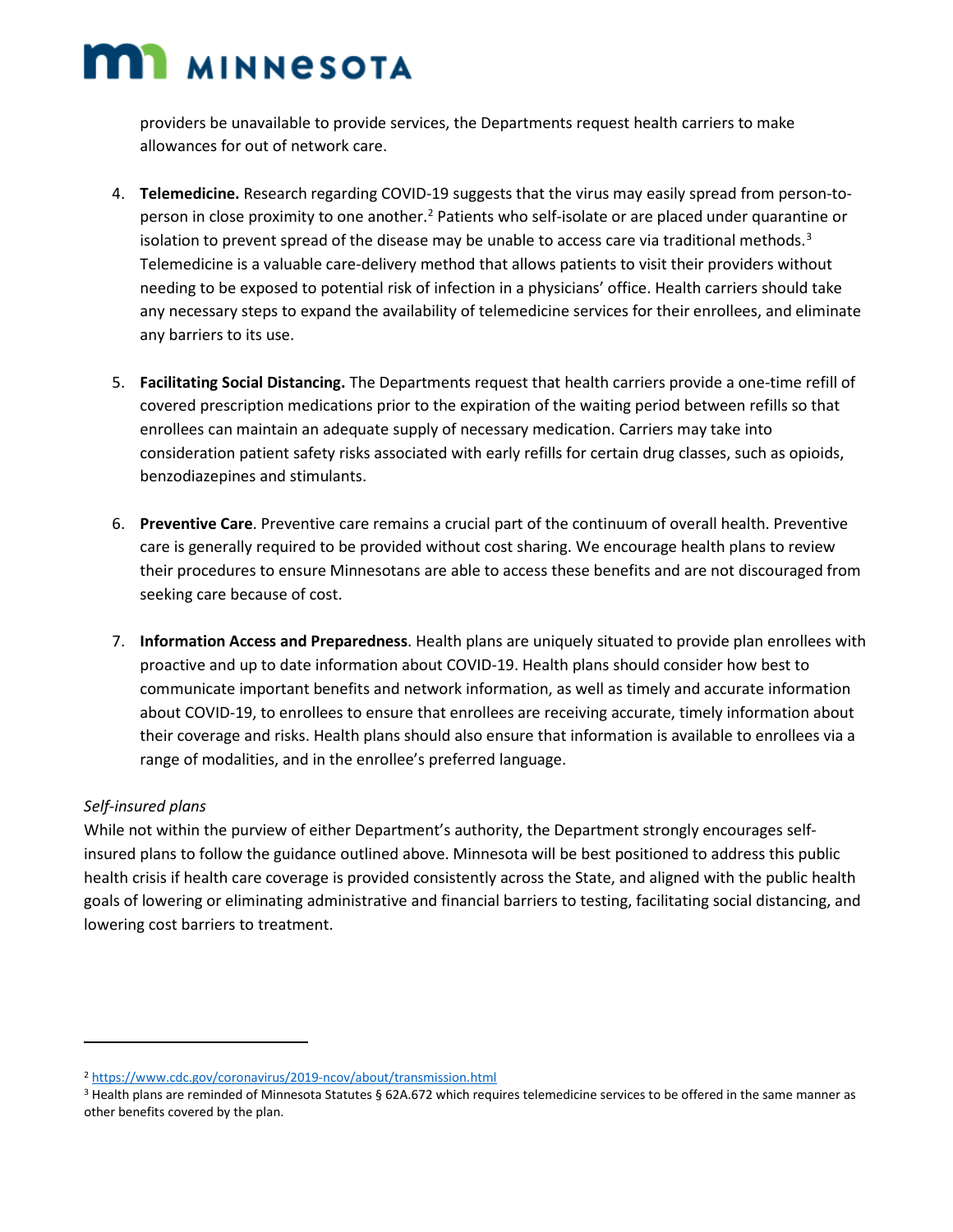providers be unavailable to provide services, the Departments request health carriers to make allowances for out of network care.

4. **Telemedicine.** Research regarding COVID-19 suggests that the virus may easily spread from person-to-person in close proximity to one another.[2] Patients who self-isolate or are placed under quarantine or isolation to prevent spread of the disease may be unable to access care via traditional methods.[3] Telemedicine is a valuable care-delivery method that allows patients to visit their providers without needing to be exposed to potential risk of infection in a physicians' office. Health carriers should take any necessary steps to expand the availability of telemedicine services for their enrollees, and eliminate any barriers to its use.

5. **Facilitating Social Distancing.** The Departments request that health carriers provide a one-time refill of covered prescription medications prior to the expiration of the waiting period between refills so that enrollees can maintain an adequate supply of necessary medication. Carriers may take into consideration patient safety risks associated with early refills for certain drug classes, such as opioids, benzodiazepines and stimulants.

6. **Preventive Care**. Preventive care remains a crucial part of the continuum of overall health. Preventive care is generally required to be provided without cost sharing. We encourage health plans to review their procedures to ensure Minnesotans are able to access these benefits and are not discouraged from seeking care because of cost.

7. **Information Access and Preparedness**. Health plans are uniquely situated to provide plan enrollees with proactive and up to date information about COVID-19. Health plans should consider how best to communicate important benefits and network information, as well as timely and accurate information about COVID-19, to enrollees to ensure that enrollees are receiving accurate, timely information about their coverage and risks. Health plans should also ensure that information is available to enrollees via a range of modalities, and in the enrollee's preferred language.

*Self-insured plans*

While not within the purview of either Department's authority, the Department strongly encourages self-insured plans to follow the guidance outlined above. Minnesota will be best positioned to address this public health crisis if health care coverage is provided consistently across the State, and aligned with the public health goals of lowering or eliminating administrative and financial barriers to testing, facilitating social distancing, and lowering cost barriers to treatment.

---

[2] https://www.cdc.gov/coronavirus/2019-ncov/about/transmission.html

[3] Health plans are reminded of Minnesota Statutes § 62A.672 which requires telemedicine services to be offered in the same manner as other benefits covered by the plan.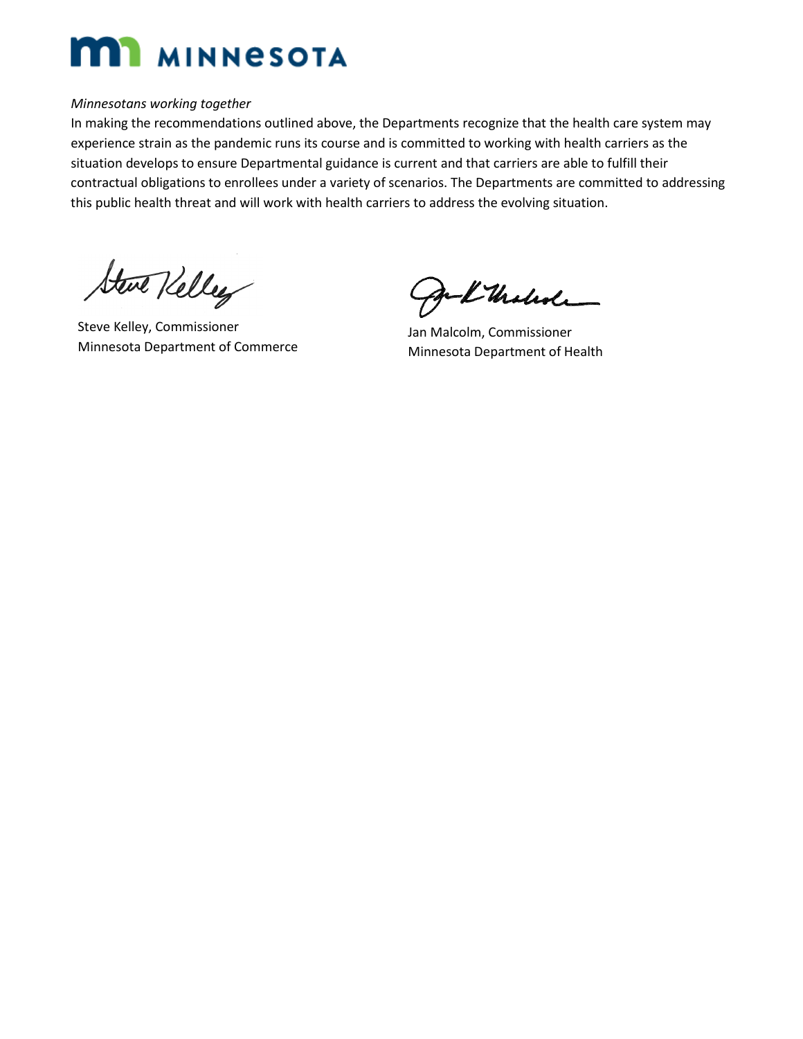*Minnesotans working together*

In making the recommendations outlined above, the Departments recognize that the health care system may experience strain as the pandemic runs its course and is committed to working with health carriers as the situation develops to ensure Departmental guidance is current and that carriers are able to fulfill their contractual obligations to enrollees under a variety of scenarios. The Departments are committed to addressing this public health threat and will work with health carriers to address the evolving situation.

Steve Kelley, Commissioner
Minnesota Department of Commerce

Jan Malcolm, Commissioner
Minnesota Department of Health